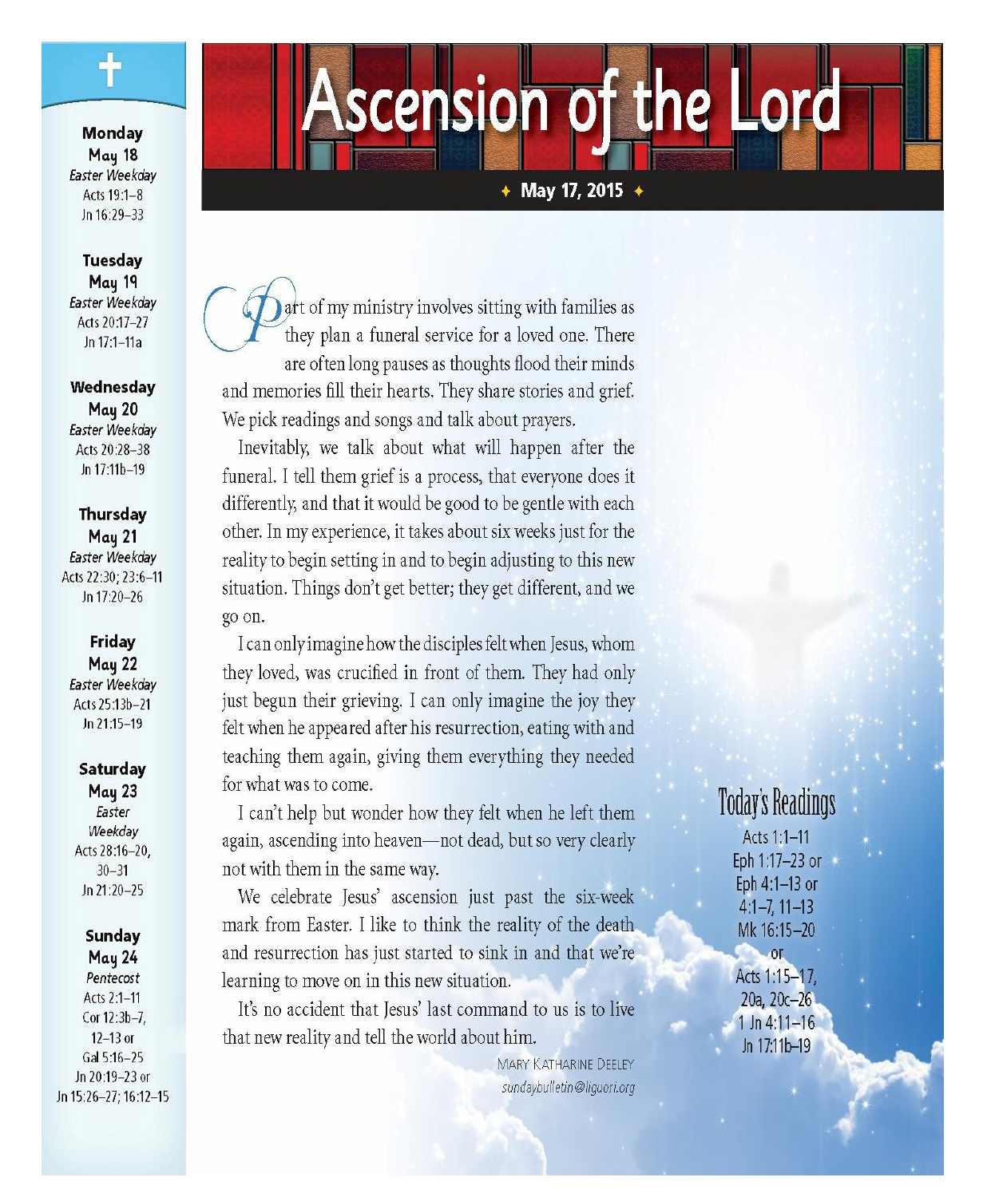# Ascension of the Lord

✦ May 17, 2015 ✦

Part of my ministry involves sitting with families as they plan a funeral service for a loved one. There are often long pauses as thoughts flood their minds and memories fill their hearts. They share stories and grief. We pick readings and songs and talk about prayers.

Inevitably, we talk about what will happen after the funeral. I tell them grief is a process, that everyone does it differently, and that it would be good to be gentle with each other. In my experience, it takes about six weeks just for the reality to begin setting in and to begin adjusting to this new situation. Things don't get better; they get different, and we go on.

I can only imagine how the disciples felt when Jesus, whom they loved, was crucified in front of them. They had only just begun their grieving. I can only imagine the joy they felt when he appeared after his resurrection, eating with and teaching them again, giving them everything they needed for what was to come.

I can't help but wonder how they felt when he left them again, ascending into heaven—not dead, but so very clearly not with them in the same way.

We celebrate Jesus' ascension just past the six-week mark from Easter. I like to think the reality of the death and resurrection has just started to sink in and that we're learning to move on in this new situation.

It's no accident that Jesus' last command to us is to live that new reality and tell the world about him.

MARY KATHARINE DEELEY
*sundaybulletin@liguori.org*

## Today's Readings

Acts 1:1–11
Eph 1:17–23 or
Eph 4:1–13 or
4:1–7, 11–13
Mk 16:15–20
or
Acts 1:15–17,
20a, 20c–26
1 Jn 4:11–16
Jn 17:11b–19

---

**Monday**
**May 18**
*Easter Weekday*
Acts 19:1–8
Jn 16:29–33

**Tuesday**
**May 19**
*Easter Weekday*
Acts 20:17–27
Jn 17:1–11a

**Wednesday**
**May 20**
*Easter Weekday*
Acts 20:28–38
Jn 17:11b–19

**Thursday**
**May 21**
*Easter Weekday*
Acts 22:30; 23:6–11
Jn 17:20–26

**Friday**
**May 22**
*Easter Weekday*
Acts 25:13b–21
Jn 21:15–19

**Saturday**
**May 23**
*Easter Weekday*
Acts 28:16–20, 30–31
Jn 21:20–25

**Sunday**
**May 24**
*Pentecost*
Acts 2:1–11
Cor 12:3b–7, 12–13 or
Gal 5:16–25
Jn 20:19–23 or
Jn 15:26–27; 16:12–15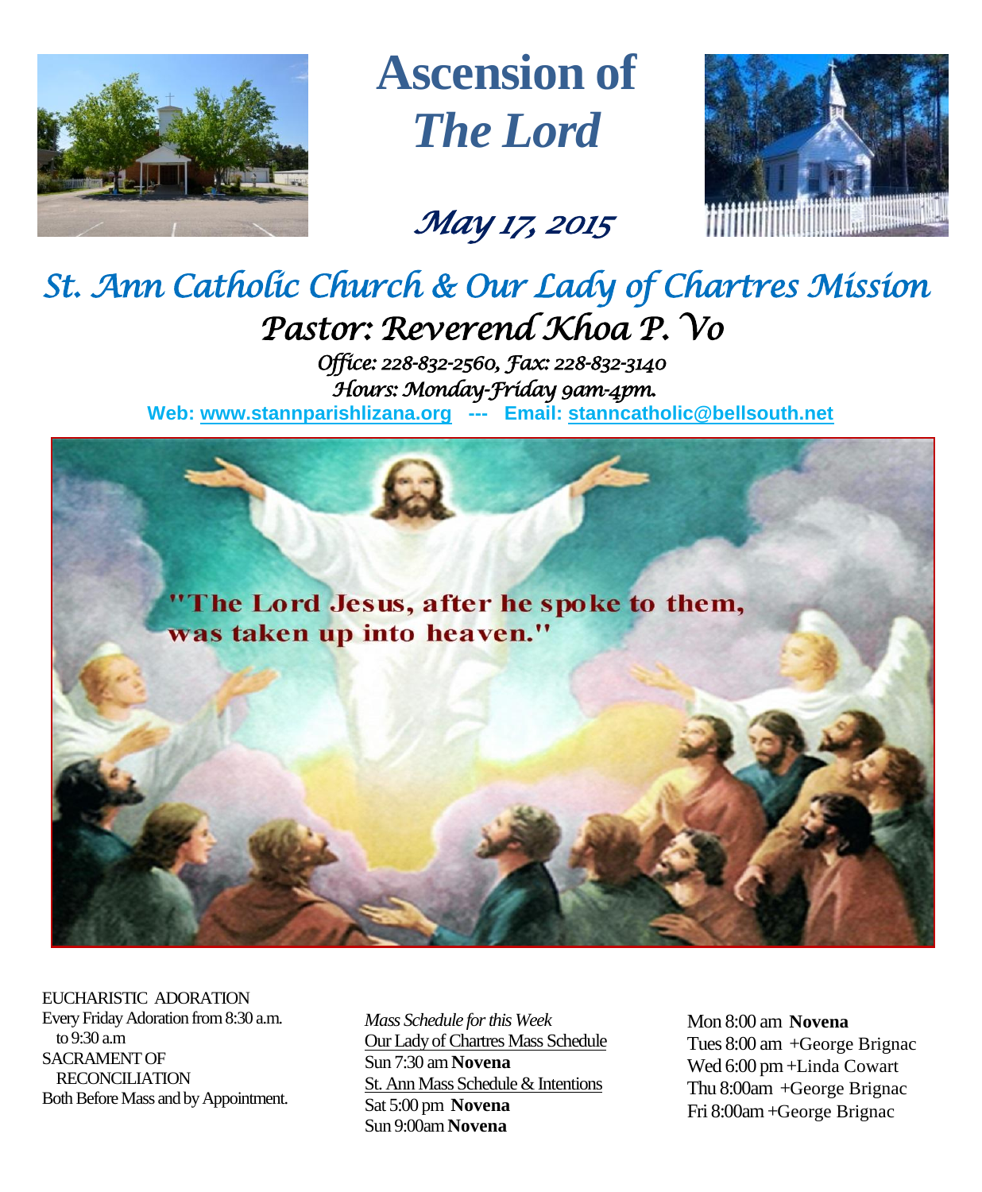# Ascension of *The Lord*

*May 17, 2015*

## *St. Ann Catholic Church & Our Lady of Chartres Mission*

### *Pastor: Reverend Khoa P. Vo*

*Office: 228-832-2560, Fax: 228-832-3140*

*Hours: Monday-Friday 9am-4pm.*

**Web: www.stannparishlizana.org --- Email: stanncatholic@bellsouth.net**

"The Lord Jesus, after he spoke to them, was taken up into heaven."

EUCHARISTIC ADORATION
Every Friday Adoration from 8:30 a.m. to 9:30 a.m
SACRAMENT OF RECONCILIATION
Both Before Mass and by Appointment.

*Mass Schedule for this Week*

Our Lady of Chartres Mass Schedule
Sun 7:30 am **Novena**

St. Ann Mass Schedule & Intentions
Sat 5:00 pm **Novena**
Sun 9:00am **Novena**

Mon 8:00 am **Novena**
Tues 8:00 am +George Brignac
Wed 6:00 pm +Linda Cowart
Thu 8:00am +George Brignac
Fri 8:00am +George Brignac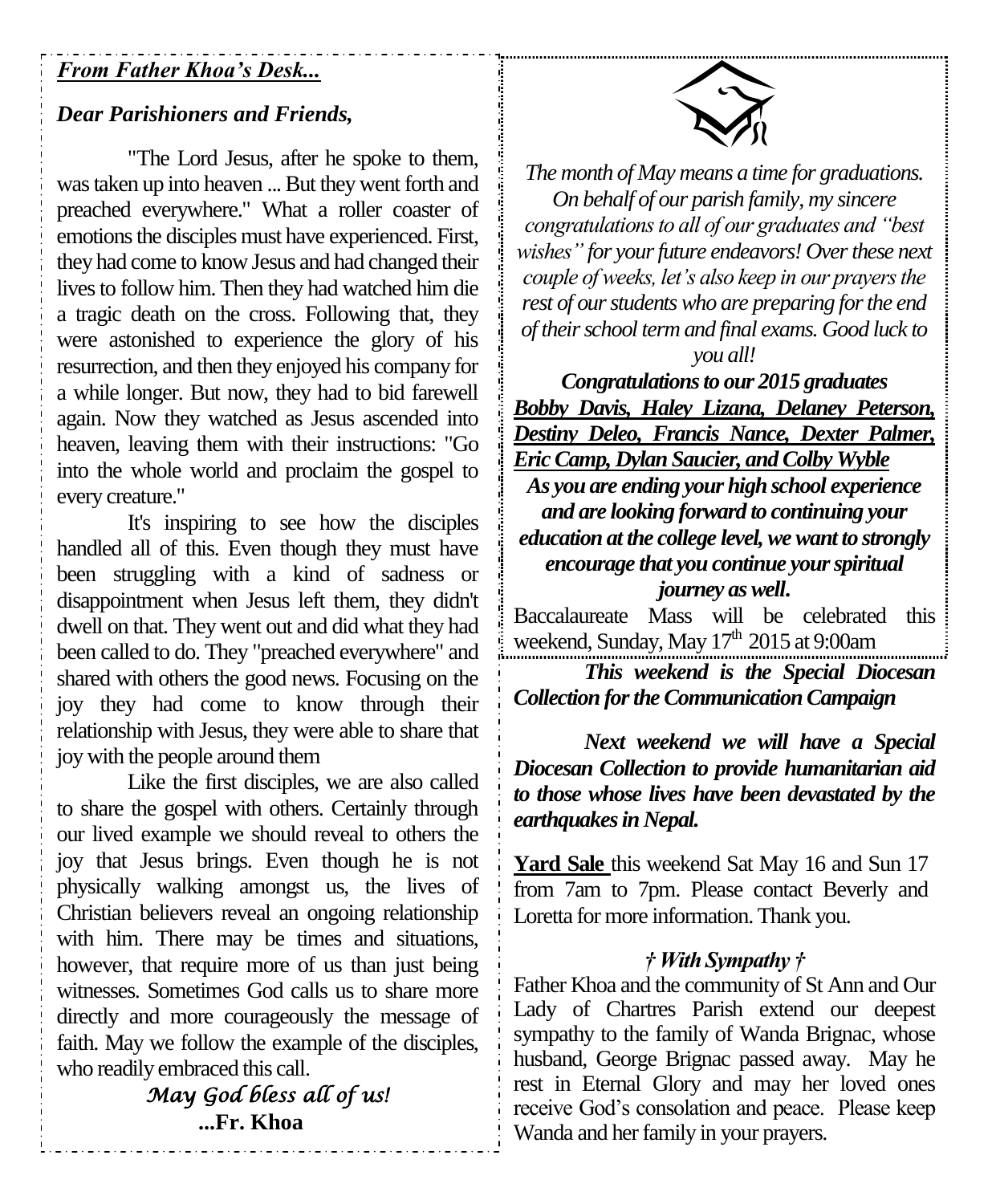***From Father Khoa's Desk...***

***Dear Parishioners and Friends,***

"The Lord Jesus, after he spoke to them, was taken up into heaven ... But they went forth and preached everywhere." What a roller coaster of emotions the disciples must have experienced. First, they had come to know Jesus and had changed their lives to follow him. Then they had watched him die a tragic death on the cross. Following that, they were astonished to experience the glory of his resurrection, and then they enjoyed his company for a while longer. But now, they had to bid farewell again. Now they watched as Jesus ascended into heaven, leaving them with their instructions: "Go into the whole world and proclaim the gospel to every creature."

It's inspiring to see how the disciples handled all of this. Even though they must have been struggling with a kind of sadness or disappointment when Jesus left them, they didn't dwell on that. They went out and did what they had been called to do. They "preached everywhere" and shared with others the good news. Focusing on the joy they had come to know through their relationship with Jesus, they were able to share that joy with the people around them

Like the first disciples, we are also called to share the gospel with others. Certainly through our lived example we should reveal to others the joy that Jesus brings. Even though he is not physically walking amongst us, the lives of Christian believers reveal an ongoing relationship with him. There may be times and situations, however, that require more of us than just being witnesses. Sometimes God calls us to share more directly and more courageously the message of faith. May we follow the example of the disciples, who readily embraced this call.

*May God bless all of us!*

**...Fr. Khoa**

*The month of May means a time for graduations. On behalf of our parish family, my sincere congratulations to all of our graduates and "best wishes" for your future endeavors! Over these next couple of weeks, let's also keep in our prayers the rest of our students who are preparing for the end of their school term and final exams. Good luck to you all!*

***Congratulations to our 2015 graduates***

***Bobby Davis, Haley Lizana, Delaney Peterson, Destiny Deleo, Francis Nance, Dexter Palmer, Eric Camp, Dylan Saucier, and Colby Wyble***

***As you are ending your high school experience and are looking forward to continuing your education at the college level, we want to strongly encourage that you continue your spiritual journey as well.***

Baccalaureate Mass will be celebrated this weekend, Sunday, May 17th 2015 at 9:00am

***This weekend is the Special Diocesan Collection for the Communication Campaign***

***Next weekend we will have a Special Diocesan Collection to provide humanitarian aid to those whose lives have been devastated by the earthquakes in Nepal.***

**Yard Sale** this weekend Sat May 16 and Sun 17 from 7am to 7pm. Please contact Beverly and Loretta for more information. Thank you.

***† With Sympathy †***

Father Khoa and the community of St Ann and Our Lady of Chartres Parish extend our deepest sympathy to the family of Wanda Brignac, whose husband, George Brignac passed away. May he rest in Eternal Glory and may her loved ones receive God's consolation and peace. Please keep Wanda and her family in your prayers.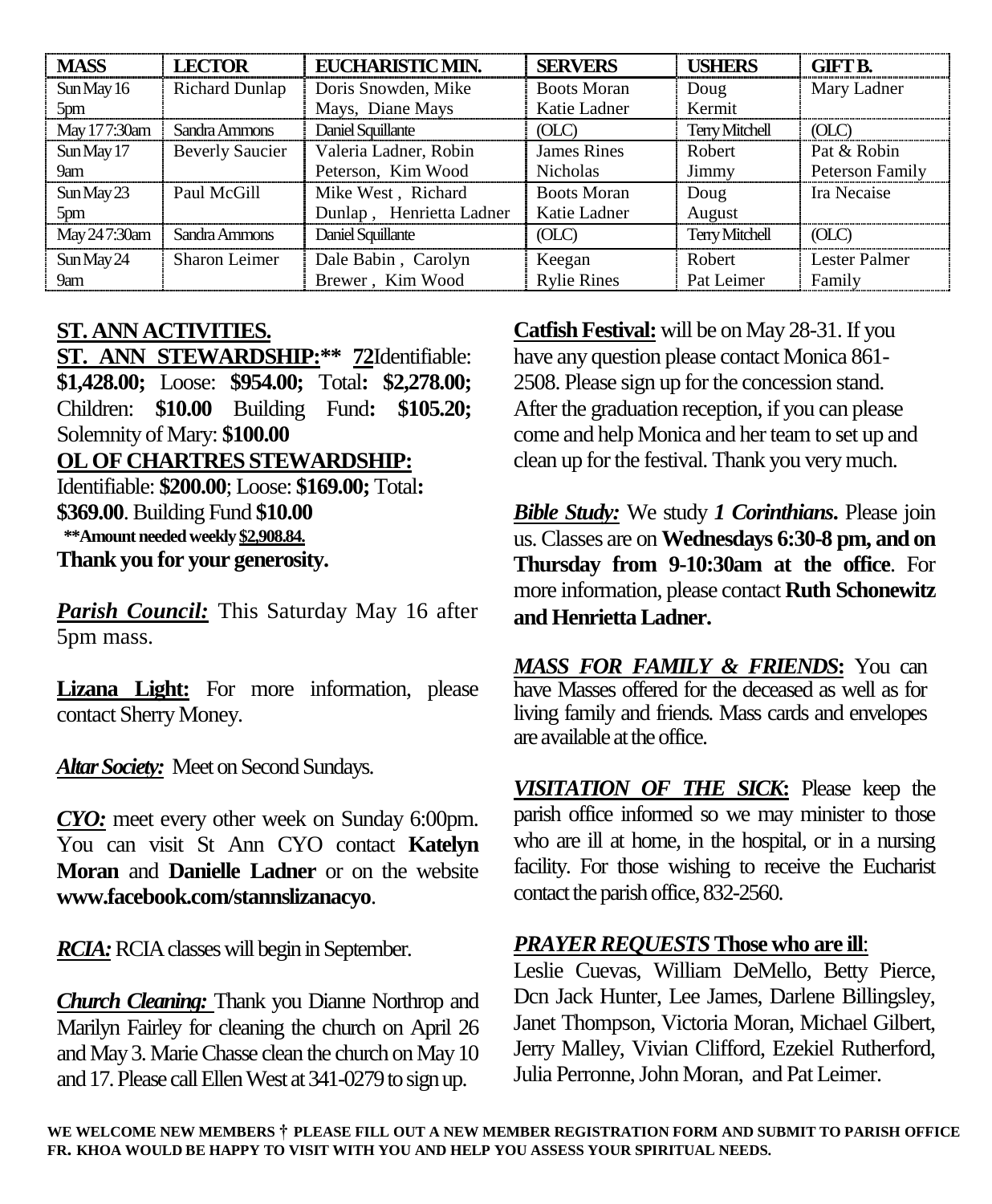| MASS | LECTOR | EUCHARISTIC MIN. | SERVERS | USHERS | GIFT B. |
|---|---|---|---|---|---|
| Sun May 16 5pm | Richard Dunlap | Doris Snowden, Mike Mays, Diane Mays | Boots Moran Katie Ladner | Doug Kermit | Mary Ladner |
| May 17 7:30am | Sandra Ammons | Daniel Squillante | (OLC) | Terry Mitchell | (OLC) |
| Sun May 17 9am | Beverly Saucier | Valeria Ladner, Robin Peterson, Kim Wood | James Rines Nicholas | Robert Jimmy | Pat & Robin Peterson Family |
| Sun May 23 5pm | Paul McGill | Mike West , Richard Dunlap , Henrietta Ladner | Boots Moran Katie Ladner | Doug August | Ira Necaise |
| May 24 7:30am | Sandra Ammons | Daniel Squillante | (OLC) | Terry Mitchell | (OLC) |
| Sun May 24 9am | Sharon Leimer | Dale Babin , Carolyn Brewer , Kim Wood | Keegan Rylie Rines | Robert Pat Leimer | Lester Palmer Family |

**ST. ANN ACTIVITIES.**

**ST. ANN STEWARDSHIP:\*\* 72** Identifiable: **$1,428.00;** Loose: **$954.00;** Total**: $2,278.00;** Children: **$10.00** Building Fund**: $105.20;** Solemnity of Mary: **$100.00**

**OL OF CHARTRES STEWARDSHIP:**
Identifiable: **$200.00**; Loose: **$169.00;** Total**: $369.00**. Building Fund **$10.00**

**\*\*Amount needed weekly $2,908.84.**

**Thank you for your generosity.**

***Parish Council:*** This Saturday May 16 after 5pm mass.

**Lizana Light:** For more information, please contact Sherry Money.

***Altar Society:*** Meet on Second Sundays.

***CYO:*** meet every other week on Sunday 6:00pm. You can visit St Ann CYO contact **Katelyn Moran** and **Danielle Ladner** or on the website **www.facebook.com/stannslizanacyo**.

***RCIA:*** RCIA classes will begin in September.

***Church Cleaning:*** Thank you Dianne Northrop and Marilyn Fairley for cleaning the church on April 26 and May 3. Marie Chasse clean the church on May 10 and 17. Please call Ellen West at 341-0279 to sign up.

**Catfish Festival:** will be on May 28-31. If you have any question please contact Monica 861-2508. Please sign up for the concession stand. After the graduation reception, if you can please come and help Monica and her team to set up and clean up for the festival. Thank you very much.

***Bible Study:*** We study ***1 Corinthians*.** Please join us. Classes are on **Wednesdays 6:30-8 pm, and on Thursday from 9-10:30am at the office**. For more information, please contact **Ruth Schonewitz and Henrietta Ladner.**

***MASS FOR FAMILY & FRIENDS*:** You can have Masses offered for the deceased as well as for living family and friends. Mass cards and envelopes are available at the office.

***VISITATION OF THE SICK*:** Please keep the parish office informed so we may minister to those who are ill at home, in the hospital, or in a nursing facility. For those wishing to receive the Eucharist contact the parish office, 832-2560.

***PRAYER REQUESTS* Those who are ill**:
Leslie Cuevas, William DeMello, Betty Pierce, Dcn Jack Hunter, Lee James, Darlene Billingsley, Janet Thompson, Victoria Moran, Michael Gilbert, Jerry Malley, Vivian Clifford, Ezekiel Rutherford, Julia Perronne, John Moran, and Pat Leimer.

**WE WELCOME NEW MEMBERS † PLEASE FILL OUT A NEW MEMBER REGISTRATION FORM AND SUBMIT TO PARISH OFFICE FR. KHOA WOULD BE HAPPY TO VISIT WITH YOU AND HELP YOU ASSESS YOUR SPIRITUAL NEEDS.**